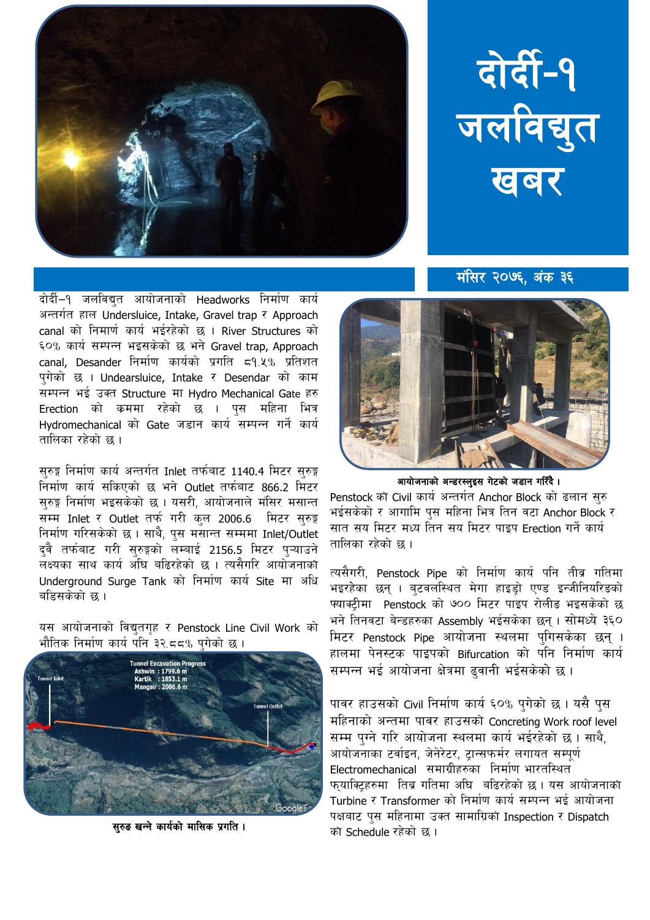# दोर्दी-१ जलविद्युत खबर

मंसिर २०७६, अंक ३६

दोर्दी–१ जलविद्युत आयोजनाको Headworks निर्माण कार्य अन्तर्गत हाल Undersluice, Intake, Gravel trap र Approach canal को निमार्ण कार्य भईरहेको छ । River Structures को ६०% कार्य सम्पन्न भइसकेको छ भने Gravel trap, Approach canal, Desander निर्माण कार्यको प्रगति ८१.५% प्रतिशत पुगेको छ । Undearsluice, Intake र Desendar को काम सम्पन्न भई उक्त Structure मा Hydro Mechanical Gate हरु Erection को क्रममा रहेको छ । पुस महिना भित्र Hydromechanical को Gate जडान कार्य सम्पन्न गर्ने कार्य तालिका रहेको छ ।

सुरुङ्ग निर्माण कार्य अन्तर्गत Inlet तर्फबाट 1140.4 मिटर सुरुङ्ग निर्माण कार्य सकिएको छ भने Outlet तर्फबाट 866.2 मिटर सुरुङ्ग निर्माण भइसकेको छ । यसरी, आयोजनाले मंसिर मसान्त सम्म Inlet र Outlet तर्फ गरी कुल 2006.6 मिटर सुरुङ्ग निर्माण गरिसकेको छ । साथै, पुस मसान्त सम्ममा Inlet/Outlet दुवै तर्फबाट गरी सुरुङ्गको लम्बाई 2156.5 मिटर पुऱ्याउने लक्ष्यका साथ कार्य अघि बढिरहेको छ । त्यसैगरि आयोजनाको Underground Surge Tank को निर्माण कार्य Site मा अघि बढिसकेको छ ।

यस आयोजनाको विद्युतगृह र Penstock Line Civil Work को भौतिक निर्माण कार्य पनि ३२.८८% पुगेको छ ।

सुरुङ खन्ने कार्यको मासिक प्रगति ।

आयोजनाको अन्डरस्लुइस गेटको जडान गरिँदै ।

Penstock को Civil कार्य अन्तर्गत Anchor Block को ढलान सुरु भईसकेको र आगामि पुस महिना भित्र तिन वटा Anchor Block र सात सय मिटर मध्य तिन सय मिटर पाइप Erection गर्ने कार्य तालिका रहेको छ ।

त्यसैगरी, Penstock Pipe को निर्माण कार्य पनि तीव्र गतिमा भइरहेका छन् । बुटवलस्थित मेगा हाइड्रो एण्ड इन्जीनियरिङको फ्याक्ट्रीमा Penstock को ७०० मिटर पाइप रोलीङ भइसकेको छ भने तिनवटा बेन्डहरुका Assembly भईसकेका छन् । सोमध्ये ३६० मिटर Penstock Pipe आयोजना स्थलमा पुगिसकेका छन् । हालमा पेनस्टक पाइपको Bifurcation को पनि निर्माण कार्य सम्पन्न भई आयोजना क्षेत्रमा ढुवानी भईसकेको छ ।

पावर हाउसको Civil निर्माण कार्य ६०% पुगेको छ । यसै पुस महिनाको अन्तमा पावर हाउसको Concreting Work roof level सम्म पुग्ने गरि आयोजना स्थलमा कार्य भईरहेको छ । साथै, आयोजनाका टर्वाइन, जेनेरेटर, ट्रान्सफर्मर लगायत सम्पूर्ण Electromechanical समाग्रीहरुका निर्माण भारतस्थित फ्याक्ट्रिहरुमा तिव्र गतिमा अघि बढिरहेको छ । यस आयोजनाको Turbine र Transformer को निर्माण कार्य सम्पन्न भई आयोजना पक्षबाट पुस महिनामा उक्त सामाग्रिको Inspection र Dispatch को Schedule रहेको छ ।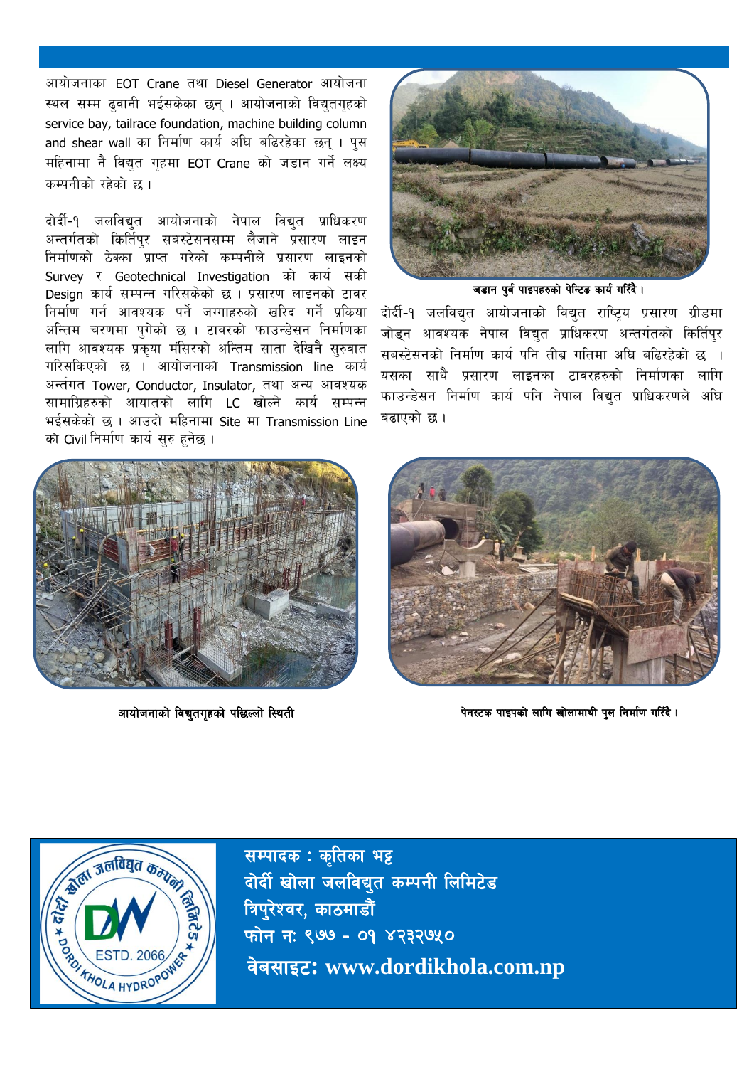आयोजनाका EOT Crane तथा Diesel Generator आयोजना स्थल सम्म ढुवानी भईसकेका छन् । आयोजनाको विद्युतगृहको service bay, tailrace foundation, machine building column and shear wall का निर्माण कार्य अघि बढिरहेका छन् । पुस महिनामा नै विद्युत गृहमा EOT Crane को जडान गर्ने लक्ष्य कम्पनीको रहेको छ ।

दोर्दी-१ जलविद्युत आयोजनाको नेपाल विद्युत प्राधिकरण अन्तर्गतको किर्तिपुर सबस्टेसनसम्म लैजाने प्रसारण लाइन निर्माणको ठेक्का प्राप्त गरेको कम्पनीले प्रसारण लाइनको Survey र Geotechnical Investigation को कार्य सकी Design कार्य सम्पन्न गरिसकेको छ । प्रसारण लाइनको टावर निर्माण गर्न आवश्यक पर्ने जग्गाहरुको खरिद गर्ने प्रकिया अन्तिम चरणमा पुगेको छ । टावरको फाउन्डेसन निर्माणका लागि आवश्यक प्रकृया मंसिरको अन्तिम साता देखिनै सुरुवात गरिसकिएको छ । आयोजनाको Transmission line कार्य अन्तंगत Tower, Conductor, Insulator, तथा अन्य आवश्यक सामाग्रिहरुको आयातको लागि LC खोल्ने कार्य सम्पन्न भईसकेको छ । आउदो महिनामा Site मा Transmission Line को Civil निर्माण कार्य सुरु हुनेछ ।

जडान पुर्व पाइपहरुको पेन्टिङ कार्य गर्दै ।

दोर्दी-१ जलविद्युत आयोजनाको विद्युत राष्ट्रिय प्रसारण ग्रीडमा जोड्न आवश्यक नेपाल विद्युत प्राधिकरण अन्तर्गतको किर्तिपुर सबस्टेसनको निर्माण कार्य पनि तीव्र गतिमा अघि बढिरहेको छ । यसका साथै प्रसारण लाइनका टावरहरुको निर्माणका लागि फाउन्डेसन निर्माण कार्य पनि नेपाल विद्युत प्राधिकरणले अघि बढाएको छ ।

आयोजनाको विद्युतगृहको पछिल्लो स्थिती

पेनस्टक पाइपको लागि खोलामाथी पुल निर्माण गर्दै ।

**सम्पादक : कृतिका भट्ट**
**दोर्दी खोला जलविद्युत कम्पनी लिमिटेड**
**त्रिपुरेश्वर, काठमाडौं**
**फोन नः ९७७ - ०१ ४२३२७५०**
**वेबसाइटः www.dordikhola.com.np**